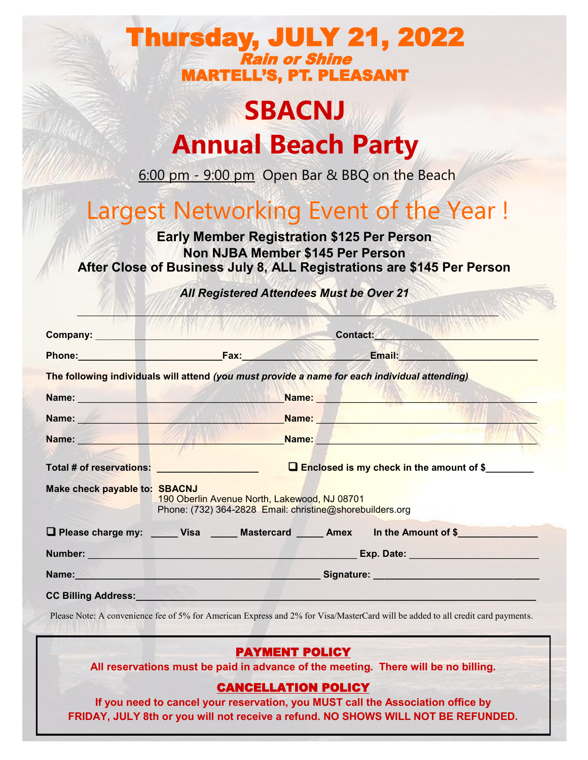# Thursday, JULY 21, 2022

***Rain or Shine***

**MARTELL'S, PT. PLEASANT**

# SBACNJ
# Annual Beach Party

6:00 pm - 9:00 pm  Open Bar & BBQ on the Beach

## Largest Networking Event of the Year !

**Early Member Registration $125 Per Person**
**Non NJBA Member $145 Per Person**
**After Close of Business July 8, ALL Registrations are $145 Per Person**

***All Registered Attendees Must be Over 21***

---

**Company:** ______________________________ **Contact:** ______________________________

**Phone:** ____________________ **Fax:** ____________________ **Email:** ____________________

**The following individuals will attend** ***(you must provide a name for each individual attending)***

**Name:** ______________________________ **Name:** ______________________________

**Name:** ______________________________ **Name:** ______________________________

**Name:** ______________________________ **Name:** ______________________________

**Total # of reservations:** ______________ ❑ **Enclosed is my check in the amount of $**________

**Make check payable to: SBACNJ**
190 Oberlin Avenue North, Lakewood, NJ 08701
Phone: (732) 364-2828  Email: christine@shorebuilders.org

❑ **Please charge my:** _____ **Visa** _____ **Mastercard** _____ **Amex**  **In the Amount of $**____________

**Number:** ______________________________ **Exp. Date:** ____________________

**Name:** ______________________________ **Signature:** ______________________________

**CC Billing Address:** ____________________________________________________________

Please Note: A convenience fee of 5% for American Express and 2% for Visa/MasterCard will be added to all credit card payments.

## PAYMENT POLICY

**All reservations must be paid in advance of the meeting. There will be no billing.**

## CANCELLATION POLICY

**If you need to cancel your reservation, you MUST call the Association office by FRIDAY, JULY 8th or you will not receive a refund. NO SHOWS WILL NOT BE REFUNDED.**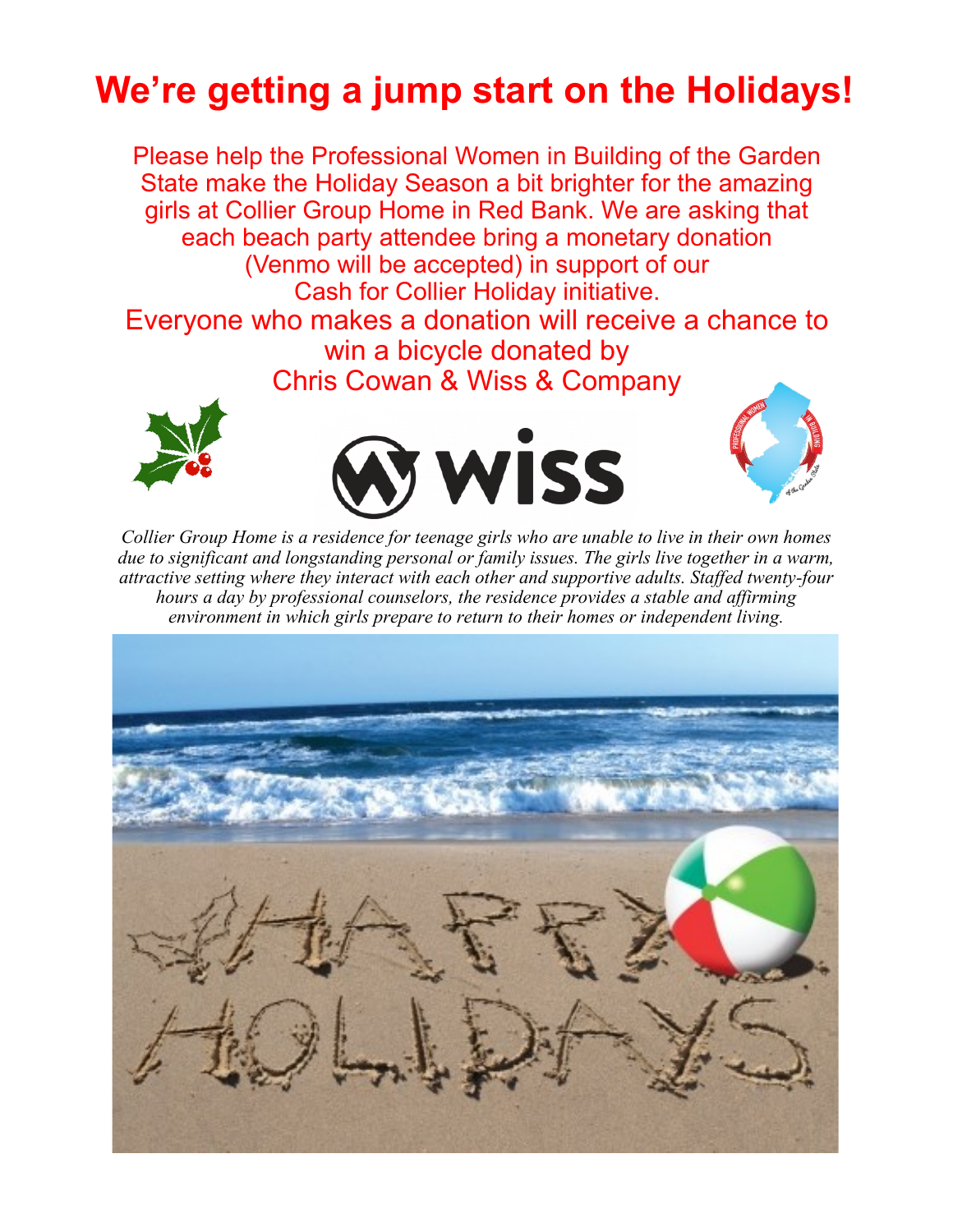# We're getting a jump start on the Holidays!

Please help the Professional Women in Building of the Garden State make the Holiday Season a bit brighter for the amazing girls at Collier Group Home in Red Bank. We are asking that each beach party attendee bring a monetary donation (Venmo will be accepted) in support of our Cash for Collier Holiday initiative.

Everyone who makes a donation will receive a chance to win a bicycle donated by Chris Cowan & Wiss & Company

*Collier Group Home is a residence for teenage girls who are unable to live in their own homes due to significant and longstanding personal or family issues. The girls live together in a warm, attractive setting where they interact with each other and supportive adults. Staffed twenty-four hours a day by professional counselors, the residence provides a stable and affirming environment in which girls prepare to return to their homes or independent living.*